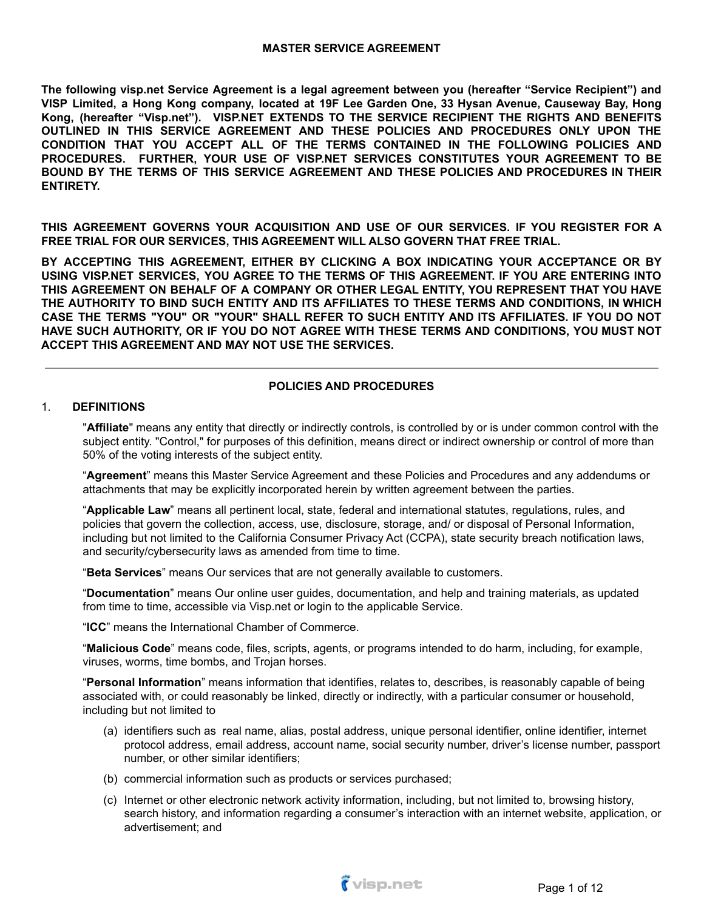# MASTER SERVICE AGREEMENT

**The following visp.net Service Agreement is a legal agreement between you (hereafter "Service Recipient") and VISP Limited, a Hong Kong company, located at 19F Lee Garden One, 33 Hysan Avenue, Causeway Bay, Hong Kong, (hereafter "Visp.net"). VISP.NET EXTENDS TO THE SERVICE RECIPIENT THE RIGHTS AND BENEFITS OUTLINED IN THIS SERVICE AGREEMENT AND THESE POLICIES AND PROCEDURES ONLY UPON THE CONDITION THAT YOU ACCEPT ALL OF THE TERMS CONTAINED IN THE FOLLOWING POLICIES AND PROCEDURES. FURTHER, YOUR USE OF VISP.NET SERVICES CONSTITUTES YOUR AGREEMENT TO BE BOUND BY THE TERMS OF THIS SERVICE AGREEMENT AND THESE POLICIES AND PROCEDURES IN THEIR ENTIRETY.**

**THIS AGREEMENT GOVERNS YOUR ACQUISITION AND USE OF OUR SERVICES. IF YOU REGISTER FOR A FREE TRIAL FOR OUR SERVICES, THIS AGREEMENT WILL ALSO GOVERN THAT FREE TRIAL.**

**BY ACCEPTING THIS AGREEMENT, EITHER BY CLICKING A BOX INDICATING YOUR ACCEPTANCE OR BY USING VISP.NET SERVICES, YOU AGREE TO THE TERMS OF THIS AGREEMENT. IF YOU ARE ENTERING INTO THIS AGREEMENT ON BEHALF OF A COMPANY OR OTHER LEGAL ENTITY, YOU REPRESENT THAT YOU HAVE THE AUTHORITY TO BIND SUCH ENTITY AND ITS AFFILIATES TO THESE TERMS AND CONDITIONS, IN WHICH CASE THE TERMS "YOU" OR "YOUR" SHALL REFER TO SUCH ENTITY AND ITS AFFILIATES. IF YOU DO NOT HAVE SUCH AUTHORITY, OR IF YOU DO NOT AGREE WITH THESE TERMS AND CONDITIONS, YOU MUST NOT ACCEPT THIS AGREEMENT AND MAY NOT USE THE SERVICES.**

---

## POLICIES AND PROCEDURES

### 1. DEFINITIONS

"**Affiliate**" means any entity that directly or indirectly controls, is controlled by or is under common control with the subject entity. "Control," for purposes of this definition, means direct or indirect ownership or control of more than 50% of the voting interests of the subject entity.

"**Agreement**" means this Master Service Agreement and these Policies and Procedures and any addendums or attachments that may be explicitly incorporated herein by written agreement between the parties.

"**Applicable Law**" means all pertinent local, state, federal and international statutes, regulations, rules, and policies that govern the collection, access, use, disclosure, storage, and/ or disposal of Personal Information, including but not limited to the California Consumer Privacy Act (CCPA), state security breach notification laws, and security/cybersecurity laws as amended from time to time.

"**Beta Services**" means Our services that are not generally available to customers.

"**Documentation**" means Our online user guides, documentation, and help and training materials, as updated from time to time, accessible via Visp.net or login to the applicable Service.

"**ICC**" means the International Chamber of Commerce.

"**Malicious Code**" means code, files, scripts, agents, or programs intended to do harm, including, for example, viruses, worms, time bombs, and Trojan horses.

"**Personal Information**" means information that identifies, relates to, describes, is reasonably capable of being associated with, or could reasonably be linked, directly or indirectly, with a particular consumer or household, including but not limited to

(a) identifiers such as real name, alias, postal address, unique personal identifier, online identifier, internet protocol address, email address, account name, social security number, driver's license number, passport number, or other similar identifiers;

(b) commercial information such as products or services purchased;

(c) Internet or other electronic network activity information, including, but not limited to, browsing history, search history, and information regarding a consumer's interaction with an internet website, application, or advertisement; and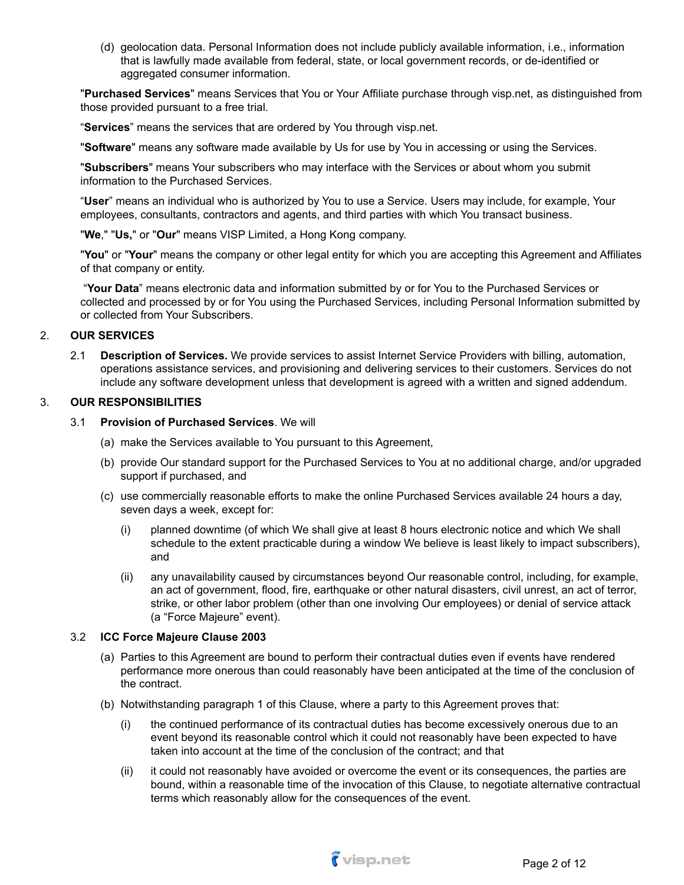(d) geolocation data. Personal Information does not include publicly available information, i.e., information that is lawfully made available from federal, state, or local government records, or de-identified or aggregated consumer information.

"**Purchased Services**" means Services that You or Your Affiliate purchase through visp.net, as distinguished from those provided pursuant to a free trial.

"**Services**" means the services that are ordered by You through visp.net.

"**Software**" means any software made available by Us for use by You in accessing or using the Services.

"**Subscribers**" means Your subscribers who may interface with the Services or about whom you submit information to the Purchased Services.

"**User**" means an individual who is authorized by You to use a Service. Users may include, for example, Your employees, consultants, contractors and agents, and third parties with which You transact business.

"**We**," "**Us,**" or "**Our**" means VISP Limited, a Hong Kong company.

"**You**" or "**Your**" means the company or other legal entity for which you are accepting this Agreement and Affiliates of that company or entity.

"**Your Data**" means electronic data and information submitted by or for You to the Purchased Services or collected and processed by or for You using the Purchased Services, including Personal Information submitted by or collected from Your Subscribers.

## 2. OUR SERVICES

2.1 **Description of Services.** We provide services to assist Internet Service Providers with billing, automation, operations assistance services, and provisioning and delivering services to their customers. Services do not include any software development unless that development is agreed with a written and signed addendum.

## 3. OUR RESPONSIBILITIES

3.1 **Provision of Purchased Services**. We will

(a) make the Services available to You pursuant to this Agreement,

(b) provide Our standard support for the Purchased Services to You at no additional charge, and/or upgraded support if purchased, and

(c) use commercially reasonable efforts to make the online Purchased Services available 24 hours a day, seven days a week, except for:

(i) planned downtime (of which We shall give at least 8 hours electronic notice and which We shall schedule to the extent practicable during a window We believe is least likely to impact subscribers), and

(ii) any unavailability caused by circumstances beyond Our reasonable control, including, for example, an act of government, flood, fire, earthquake or other natural disasters, civil unrest, an act of terror, strike, or other labor problem (other than one involving Our employees) or denial of service attack (a "Force Majeure" event).

3.2 **ICC Force Majeure Clause 2003**

(a) Parties to this Agreement are bound to perform their contractual duties even if events have rendered performance more onerous than could reasonably have been anticipated at the time of the conclusion of the contract.

(b) Notwithstanding paragraph 1 of this Clause, where a party to this Agreement proves that:

(i) the continued performance of its contractual duties has become excessively onerous due to an event beyond its reasonable control which it could not reasonably have been expected to have taken into account at the time of the conclusion of the contract; and that

(ii) it could not reasonably have avoided or overcome the event or its consequences, the parties are bound, within a reasonable time of the invocation of this Clause, to negotiate alternative contractual terms which reasonably allow for the consequences of the event.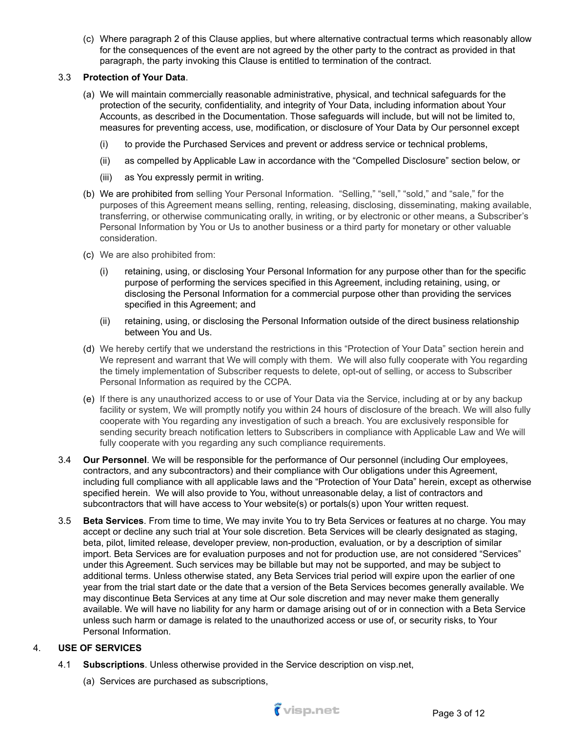(c) Where paragraph 2 of this Clause applies, but where alternative contractual terms which reasonably allow for the consequences of the event are not agreed by the other party to the contract as provided in that paragraph, the party invoking this Clause is entitled to termination of the contract.

3.3 **Protection of Your Data**.

(a) We will maintain commercially reasonable administrative, physical, and technical safeguards for the protection of the security, confidentiality, and integrity of Your Data, including information about Your Accounts, as described in the Documentation. Those safeguards will include, but will not be limited to, measures for preventing access, use, modification, or disclosure of Your Data by Our personnel except

(i) to provide the Purchased Services and prevent or address service or technical problems,

(ii) as compelled by Applicable Law in accordance with the "Compelled Disclosure" section below, or

(iii) as You expressly permit in writing.

(b) We are prohibited from selling Your Personal Information. "Selling," "sell," "sold," and "sale," for the purposes of this Agreement means selling, renting, releasing, disclosing, disseminating, making available, transferring, or otherwise communicating orally, in writing, or by electronic or other means, a Subscriber's Personal Information by You or Us to another business or a third party for monetary or other valuable consideration.

(c) We are also prohibited from:

(i) retaining, using, or disclosing Your Personal Information for any purpose other than for the specific purpose of performing the services specified in this Agreement, including retaining, using, or disclosing the Personal Information for a commercial purpose other than providing the services specified in this Agreement; and

(ii) retaining, using, or disclosing the Personal Information outside of the direct business relationship between You and Us.

(d) We hereby certify that we understand the restrictions in this "Protection of Your Data" section herein and We represent and warrant that We will comply with them. We will also fully cooperate with You regarding the timely implementation of Subscriber requests to delete, opt-out of selling, or access to Subscriber Personal Information as required by the CCPA.

(e) If there is any unauthorized access to or use of Your Data via the Service, including at or by any backup facility or system, We will promptly notify you within 24 hours of disclosure of the breach. We will also fully cooperate with You regarding any investigation of such a breach. You are exclusively responsible for sending security breach notification letters to Subscribers in compliance with Applicable Law and We will fully cooperate with you regarding any such compliance requirements.

3.4 **Our Personnel**. We will be responsible for the performance of Our personnel (including Our employees, contractors, and any subcontractors) and their compliance with Our obligations under this Agreement, including full compliance with all applicable laws and the "Protection of Your Data" herein, except as otherwise specified herein. We will also provide to You, without unreasonable delay, a list of contractors and subcontractors that will have access to Your website(s) or portals(s) upon Your written request.

3.5 **Beta Services**. From time to time, We may invite You to try Beta Services or features at no charge. You may accept or decline any such trial at Your sole discretion. Beta Services will be clearly designated as staging, beta, pilot, limited release, developer preview, non-production, evaluation, or by a description of similar import. Beta Services are for evaluation purposes and not for production use, are not considered "Services" under this Agreement. Such services may be billable but may not be supported, and may be subject to additional terms. Unless otherwise stated, any Beta Services trial period will expire upon the earlier of one year from the trial start date or the date that a version of the Beta Services becomes generally available. We may discontinue Beta Services at any time at Our sole discretion and may never make them generally available. We will have no liability for any harm or damage arising out of or in connection with a Beta Service unless such harm or damage is related to the unauthorized access or use of, or security risks, to Your Personal Information.

## 4. USE OF SERVICES

4.1 **Subscriptions**. Unless otherwise provided in the Service description on visp.net,

(a) Services are purchased as subscriptions,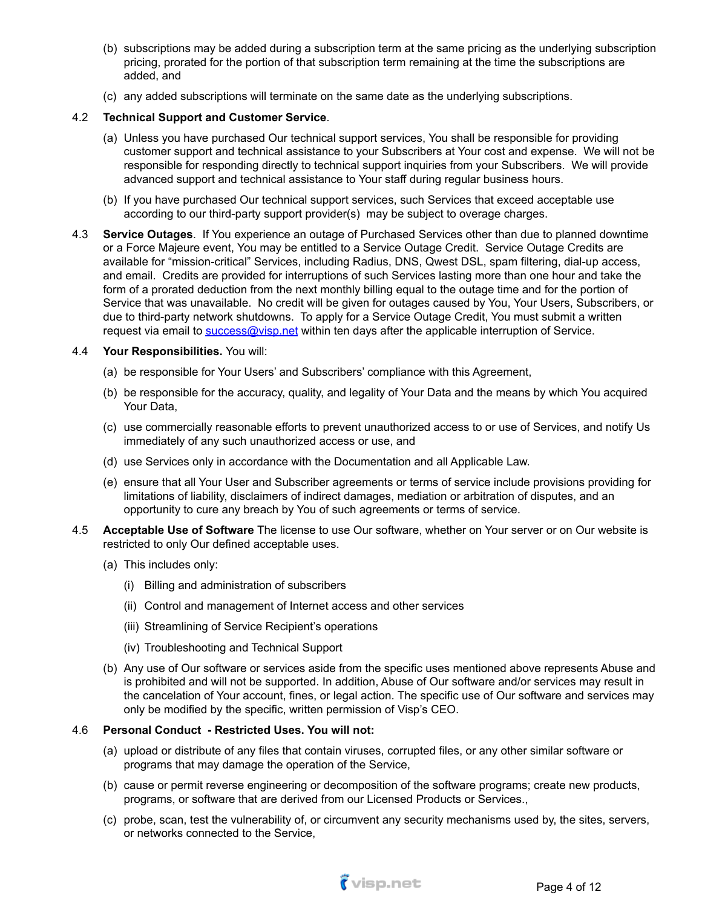(b) subscriptions may be added during a subscription term at the same pricing as the underlying subscription pricing, prorated for the portion of that subscription term remaining at the time the subscriptions are added, and

(c) any added subscriptions will terminate on the same date as the underlying subscriptions.

4.2 **Technical Support and Customer Service**.

(a) Unless you have purchased Our technical support services, You shall be responsible for providing customer support and technical assistance to your Subscribers at Your cost and expense. We will not be responsible for responding directly to technical support inquiries from your Subscribers. We will provide advanced support and technical assistance to Your staff during regular business hours.

(b) If you have purchased Our technical support services, such Services that exceed acceptable use according to our third-party support provider(s) may be subject to overage charges.

4.3 **Service Outages**. If You experience an outage of Purchased Services other than due to planned downtime or a Force Majeure event, You may be entitled to a Service Outage Credit. Service Outage Credits are available for "mission-critical" Services, including Radius, DNS, Qwest DSL, spam filtering, dial-up access, and email. Credits are provided for interruptions of such Services lasting more than one hour and take the form of a prorated deduction from the next monthly billing equal to the outage time and for the portion of Service that was unavailable. No credit will be given for outages caused by You, Your Users, Subscribers, or due to third-party network shutdowns. To apply for a Service Outage Credit, You must submit a written request via email to success@visp.net within ten days after the applicable interruption of Service.

4.4 **Your Responsibilities.** You will:

(a) be responsible for Your Users' and Subscribers' compliance with this Agreement,

(b) be responsible for the accuracy, quality, and legality of Your Data and the means by which You acquired Your Data,

(c) use commercially reasonable efforts to prevent unauthorized access to or use of Services, and notify Us immediately of any such unauthorized access or use, and

(d) use Services only in accordance with the Documentation and all Applicable Law.

(e) ensure that all Your User and Subscriber agreements or terms of service include provisions providing for limitations of liability, disclaimers of indirect damages, mediation or arbitration of disputes, and an opportunity to cure any breach by You of such agreements or terms of service.

4.5 **Acceptable Use of Software** The license to use Our software, whether on Your server or on Our website is restricted to only Our defined acceptable uses.

(a) This includes only:

(i) Billing and administration of subscribers

(ii) Control and management of Internet access and other services

(iii) Streamlining of Service Recipient's operations

(iv) Troubleshooting and Technical Support

(b) Any use of Our software or services aside from the specific uses mentioned above represents Abuse and is prohibited and will not be supported. In addition, Abuse of Our software and/or services may result in the cancelation of Your account, fines, or legal action. The specific use of Our software and services may only be modified by the specific, written permission of Visp's CEO.

4.6 **Personal Conduct - Restricted Uses. You will not:**

(a) upload or distribute of any files that contain viruses, corrupted files, or any other similar software or programs that may damage the operation of the Service,

(b) cause or permit reverse engineering or decomposition of the software programs; create new products, programs, or software that are derived from our Licensed Products or Services.,

(c) probe, scan, test the vulnerability of, or circumvent any security mechanisms used by, the sites, servers, or networks connected to the Service,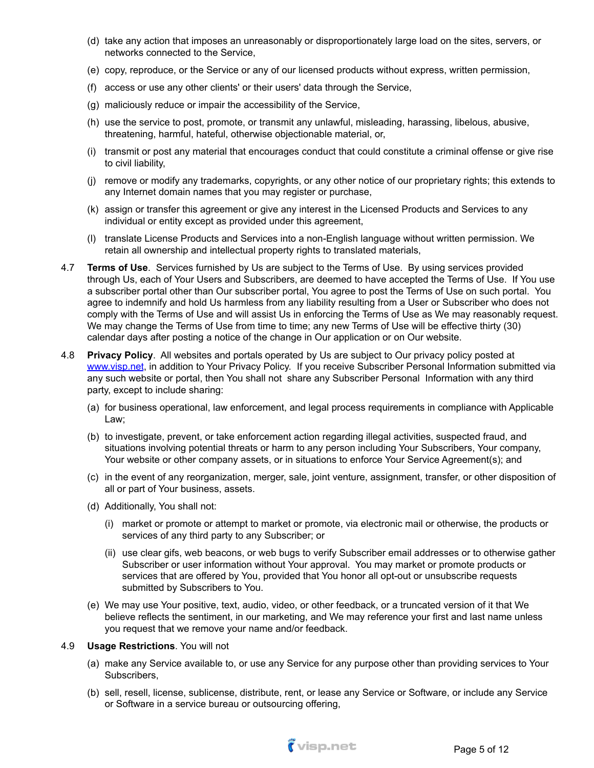(d) take any action that imposes an unreasonably or disproportionately large load on the sites, servers, or networks connected to the Service,

(e) copy, reproduce, or the Service or any of our licensed products without express, written permission,

(f) access or use any other clients' or their users' data through the Service,

(g) maliciously reduce or impair the accessibility of the Service,

(h) use the service to post, promote, or transmit any unlawful, misleading, harassing, libelous, abusive, threatening, harmful, hateful, otherwise objectionable material, or,

(i) transmit or post any material that encourages conduct that could constitute a criminal offense or give rise to civil liability,

(j) remove or modify any trademarks, copyrights, or any other notice of our proprietary rights; this extends to any Internet domain names that you may register or purchase,

(k) assign or transfer this agreement or give any interest in the Licensed Products and Services to any individual or entity except as provided under this agreement,

(l) translate License Products and Services into a non-English language without written permission. We retain all ownership and intellectual property rights to translated materials,

4.7 **Terms of Use**. Services furnished by Us are subject to the Terms of Use. By using services provided through Us, each of Your Users and Subscribers, are deemed to have accepted the Terms of Use. If You use a subscriber portal other than Our subscriber portal, You agree to post the Terms of Use on such portal. You agree to indemnify and hold Us harmless from any liability resulting from a User or Subscriber who does not comply with the Terms of Use and will assist Us in enforcing the Terms of Use as We may reasonably request. We may change the Terms of Use from time to time; any new Terms of Use will be effective thirty (30) calendar days after posting a notice of the change in Our application or on Our website.

4.8 **Privacy Policy**. All websites and portals operated by Us are subject to Our privacy policy posted at www.visp.net, in addition to Your Privacy Policy. If you receive Subscriber Personal Information submitted via any such website or portal, then You shall not share any Subscriber Personal Information with any third party, except to include sharing:

(a) for business operational, law enforcement, and legal process requirements in compliance with Applicable Law;

(b) to investigate, prevent, or take enforcement action regarding illegal activities, suspected fraud, and situations involving potential threats or harm to any person including Your Subscribers, Your company, Your website or other company assets, or in situations to enforce Your Service Agreement(s); and

(c) in the event of any reorganization, merger, sale, joint venture, assignment, transfer, or other disposition of all or part of Your business, assets.

(d) Additionally, You shall not:

(i) market or promote or attempt to market or promote, via electronic mail or otherwise, the products or services of any third party to any Subscriber; or

(ii) use clear gifs, web beacons, or web bugs to verify Subscriber email addresses or to otherwise gather Subscriber or user information without Your approval. You may market or promote products or services that are offered by You, provided that You honor all opt-out or unsubscribe requests submitted by Subscribers to You.

(e) We may use Your positive, text, audio, video, or other feedback, or a truncated version of it that We believe reflects the sentiment, in our marketing, and We may reference your first and last name unless you request that we remove your name and/or feedback.

4.9 **Usage Restrictions**. You will not

(a) make any Service available to, or use any Service for any purpose other than providing services to Your Subscribers,

(b) sell, resell, license, sublicense, distribute, rent, or lease any Service or Software, or include any Service or Software in a service bureau or outsourcing offering,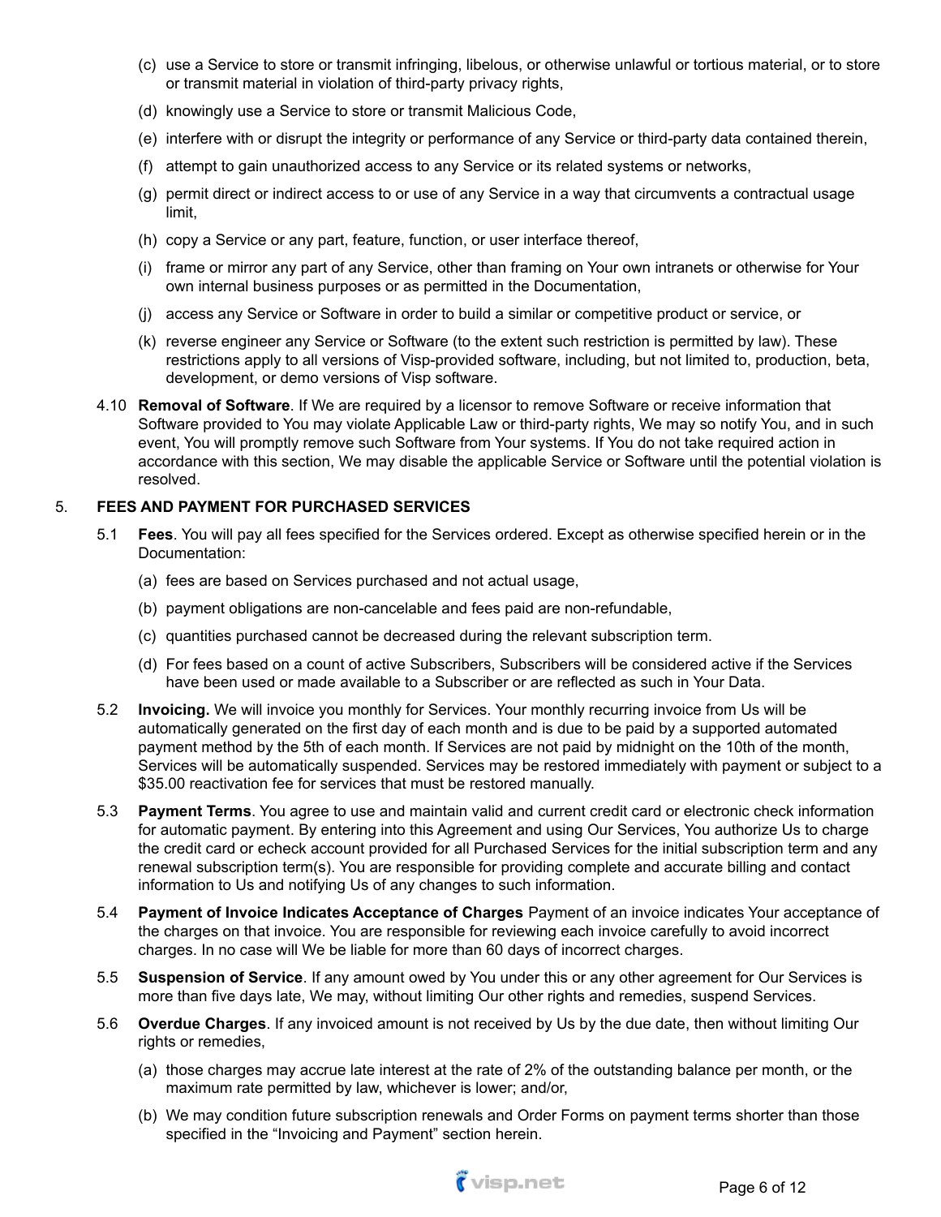(c) use a Service to store or transmit infringing, libelous, or otherwise unlawful or tortious material, or to store or transmit material in violation of third-party privacy rights,

(d) knowingly use a Service to store or transmit Malicious Code,

(e) interfere with or disrupt the integrity or performance of any Service or third-party data contained therein,

(f) attempt to gain unauthorized access to any Service or its related systems or networks,

(g) permit direct or indirect access to or use of any Service in a way that circumvents a contractual usage limit,

(h) copy a Service or any part, feature, function, or user interface thereof,

(i) frame or mirror any part of any Service, other than framing on Your own intranets or otherwise for Your own internal business purposes or as permitted in the Documentation,

(j) access any Service or Software in order to build a similar or competitive product or service, or

(k) reverse engineer any Service or Software (to the extent such restriction is permitted by law). These restrictions apply to all versions of Visp-provided software, including, but not limited to, production, beta, development, or demo versions of Visp software.

4.10 **Removal of Software**. If We are required by a licensor to remove Software or receive information that Software provided to You may violate Applicable Law or third-party rights, We may so notify You, and in such event, You will promptly remove such Software from Your systems. If You do not take required action in accordance with this section, We may disable the applicable Service or Software until the potential violation is resolved.

5. **FEES AND PAYMENT FOR PURCHASED SERVICES**

5.1 **Fees**. You will pay all fees specified for the Services ordered. Except as otherwise specified herein or in the Documentation:

(a) fees are based on Services purchased and not actual usage,

(b) payment obligations are non-cancelable and fees paid are non-refundable,

(c) quantities purchased cannot be decreased during the relevant subscription term.

(d) For fees based on a count of active Subscribers, Subscribers will be considered active if the Services have been used or made available to a Subscriber or are reflected as such in Your Data.

5.2 **Invoicing.** We will invoice you monthly for Services. Your monthly recurring invoice from Us will be automatically generated on the first day of each month and is due to be paid by a supported automated payment method by the 5th of each month. If Services are not paid by midnight on the 10th of the month, Services will be automatically suspended. Services may be restored immediately with payment or subject to a $35.00 reactivation fee for services that must be restored manually.

5.3 **Payment Terms**. You agree to use and maintain valid and current credit card or electronic check information for automatic payment. By entering into this Agreement and using Our Services, You authorize Us to charge the credit card or echeck account provided for all Purchased Services for the initial subscription term and any renewal subscription term(s). You are responsible for providing complete and accurate billing and contact information to Us and notifying Us of any changes to such information.

5.4 **Payment of Invoice Indicates Acceptance of Charges** Payment of an invoice indicates Your acceptance of the charges on that invoice. You are responsible for reviewing each invoice carefully to avoid incorrect charges. In no case will We be liable for more than 60 days of incorrect charges.

5.5 **Suspension of Service**. If any amount owed by You under this or any other agreement for Our Services is more than five days late, We may, without limiting Our other rights and remedies, suspend Services.

5.6 **Overdue Charges**. If any invoiced amount is not received by Us by the due date, then without limiting Our rights or remedies,

(a) those charges may accrue late interest at the rate of 2% of the outstanding balance per month, or the maximum rate permitted by law, whichever is lower; and/or,

(b) We may condition future subscription renewals and Order Forms on payment terms shorter than those specified in the "Invoicing and Payment" section herein.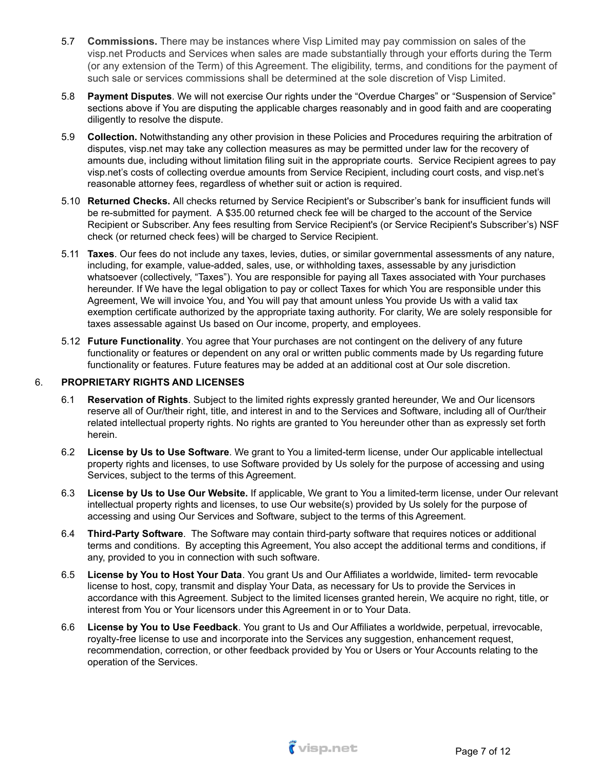5.7 **Commissions.** There may be instances where Visp Limited may pay commission on sales of the visp.net Products and Services when sales are made substantially through your efforts during the Term (or any extension of the Term) of this Agreement. The eligibility, terms, and conditions for the payment of such sale or services commissions shall be determined at the sole discretion of Visp Limited.

5.8 **Payment Disputes**. We will not exercise Our rights under the "Overdue Charges" or "Suspension of Service" sections above if You are disputing the applicable charges reasonably and in good faith and are cooperating diligently to resolve the dispute.

5.9 **Collection.** Notwithstanding any other provision in these Policies and Procedures requiring the arbitration of disputes, visp.net may take any collection measures as may be permitted under law for the recovery of amounts due, including without limitation filing suit in the appropriate courts. Service Recipient agrees to pay visp.net's costs of collecting overdue amounts from Service Recipient, including court costs, and visp.net's reasonable attorney fees, regardless of whether suit or action is required.

5.10 **Returned Checks.** All checks returned by Service Recipient's or Subscriber's bank for insufficient funds will be re-submitted for payment. A $35.00 returned check fee will be charged to the account of the Service Recipient or Subscriber. Any fees resulting from Service Recipient's (or Service Recipient's Subscriber's) NSF check (or returned check fees) will be charged to Service Recipient.

5.11 **Taxes**. Our fees do not include any taxes, levies, duties, or similar governmental assessments of any nature, including, for example, value-added, sales, use, or withholding taxes, assessable by any jurisdiction whatsoever (collectively, "Taxes"). You are responsible for paying all Taxes associated with Your purchases hereunder. If We have the legal obligation to pay or collect Taxes for which You are responsible under this Agreement, We will invoice You, and You will pay that amount unless You provide Us with a valid tax exemption certificate authorized by the appropriate taxing authority. For clarity, We are solely responsible for taxes assessable against Us based on Our income, property, and employees.

5.12 **Future Functionality**. You agree that Your purchases are not contingent on the delivery of any future functionality or features or dependent on any oral or written public comments made by Us regarding future functionality or features. Future features may be added at an additional cost at Our sole discretion.

## 6. PROPRIETARY RIGHTS AND LICENSES

6.1 **Reservation of Rights**. Subject to the limited rights expressly granted hereunder, We and Our licensors reserve all of Our/their right, title, and interest in and to the Services and Software, including all of Our/their related intellectual property rights. No rights are granted to You hereunder other than as expressly set forth herein.

6.2 **License by Us to Use Software**. We grant to You a limited-term license, under Our applicable intellectual property rights and licenses, to use Software provided by Us solely for the purpose of accessing and using Services, subject to the terms of this Agreement.

6.3 **License by Us to Use Our Website.** If applicable, We grant to You a limited-term license, under Our relevant intellectual property rights and licenses, to use Our website(s) provided by Us solely for the purpose of accessing and using Our Services and Software, subject to the terms of this Agreement.

6.4 **Third-Party Software**. The Software may contain third-party software that requires notices or additional terms and conditions. By accepting this Agreement, You also accept the additional terms and conditions, if any, provided to you in connection with such software.

6.5 **License by You to Host Your Data**. You grant Us and Our Affiliates a worldwide, limited- term revocable license to host, copy, transmit and display Your Data, as necessary for Us to provide the Services in accordance with this Agreement. Subject to the limited licenses granted herein, We acquire no right, title, or interest from You or Your licensors under this Agreement in or to Your Data.

6.6 **License by You to Use Feedback**. You grant to Us and Our Affiliates a worldwide, perpetual, irrevocable, royalty-free license to use and incorporate into the Services any suggestion, enhancement request, recommendation, correction, or other feedback provided by You or Users or Your Accounts relating to the operation of the Services.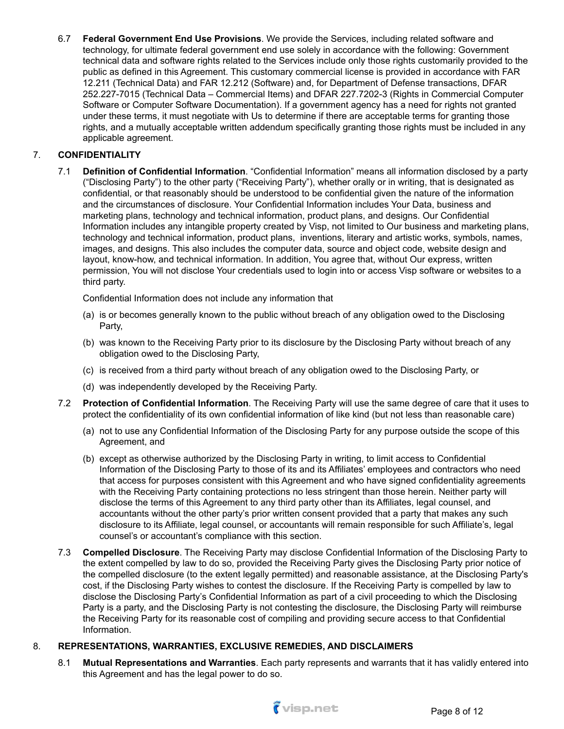6.7 **Federal Government End Use Provisions**. We provide the Services, including related software and technology, for ultimate federal government end use solely in accordance with the following: Government technical data and software rights related to the Services include only those rights customarily provided to the public as defined in this Agreement. This customary commercial license is provided in accordance with FAR 12.211 (Technical Data) and FAR 12.212 (Software) and, for Department of Defense transactions, DFAR 252.227-7015 (Technical Data – Commercial Items) and DFAR 227.7202-3 (Rights in Commercial Computer Software or Computer Software Documentation). If a government agency has a need for rights not granted under these terms, it must negotiate with Us to determine if there are acceptable terms for granting those rights, and a mutually acceptable written addendum specifically granting those rights must be included in any applicable agreement.

## 7. CONFIDENTIALITY

7.1 **Definition of Confidential Information**. "Confidential Information" means all information disclosed by a party ("Disclosing Party") to the other party ("Receiving Party"), whether orally or in writing, that is designated as confidential, or that reasonably should be understood to be confidential given the nature of the information and the circumstances of disclosure. Your Confidential Information includes Your Data, business and marketing plans, technology and technical information, product plans, and designs. Our Confidential Information includes any intangible property created by Visp, not limited to Our business and marketing plans, technology and technical information, product plans, inventions, literary and artistic works, symbols, names, images, and designs. This also includes the computer data, source and object code, website design and layout, know-how, and technical information. In addition, You agree that, without Our express, written permission, You will not disclose Your credentials used to login into or access Visp software or websites to a third party.

Confidential Information does not include any information that

(a) is or becomes generally known to the public without breach of any obligation owed to the Disclosing Party,

(b) was known to the Receiving Party prior to its disclosure by the Disclosing Party without breach of any obligation owed to the Disclosing Party,

(c) is received from a third party without breach of any obligation owed to the Disclosing Party, or

(d) was independently developed by the Receiving Party.

7.2 **Protection of Confidential Information**. The Receiving Party will use the same degree of care that it uses to protect the confidentiality of its own confidential information of like kind (but not less than reasonable care)

(a) not to use any Confidential Information of the Disclosing Party for any purpose outside the scope of this Agreement, and

(b) except as otherwise authorized by the Disclosing Party in writing, to limit access to Confidential Information of the Disclosing Party to those of its and its Affiliates' employees and contractors who need that access for purposes consistent with this Agreement and who have signed confidentiality agreements with the Receiving Party containing protections no less stringent than those herein. Neither party will disclose the terms of this Agreement to any third party other than its Affiliates, legal counsel, and accountants without the other party's prior written consent provided that a party that makes any such disclosure to its Affiliate, legal counsel, or accountants will remain responsible for such Affiliate's, legal counsel's or accountant's compliance with this section.

7.3 **Compelled Disclosure**. The Receiving Party may disclose Confidential Information of the Disclosing Party to the extent compelled by law to do so, provided the Receiving Party gives the Disclosing Party prior notice of the compelled disclosure (to the extent legally permitted) and reasonable assistance, at the Disclosing Party's cost, if the Disclosing Party wishes to contest the disclosure. If the Receiving Party is compelled by law to disclose the Disclosing Party's Confidential Information as part of a civil proceeding to which the Disclosing Party is a party, and the Disclosing Party is not contesting the disclosure, the Disclosing Party will reimburse the Receiving Party for its reasonable cost of compiling and providing secure access to that Confidential Information.

## 8. REPRESENTATIONS, WARRANTIES, EXCLUSIVE REMEDIES, AND DISCLAIMERS

8.1 **Mutual Representations and Warranties**. Each party represents and warrants that it has validly entered into this Agreement and has the legal power to do so.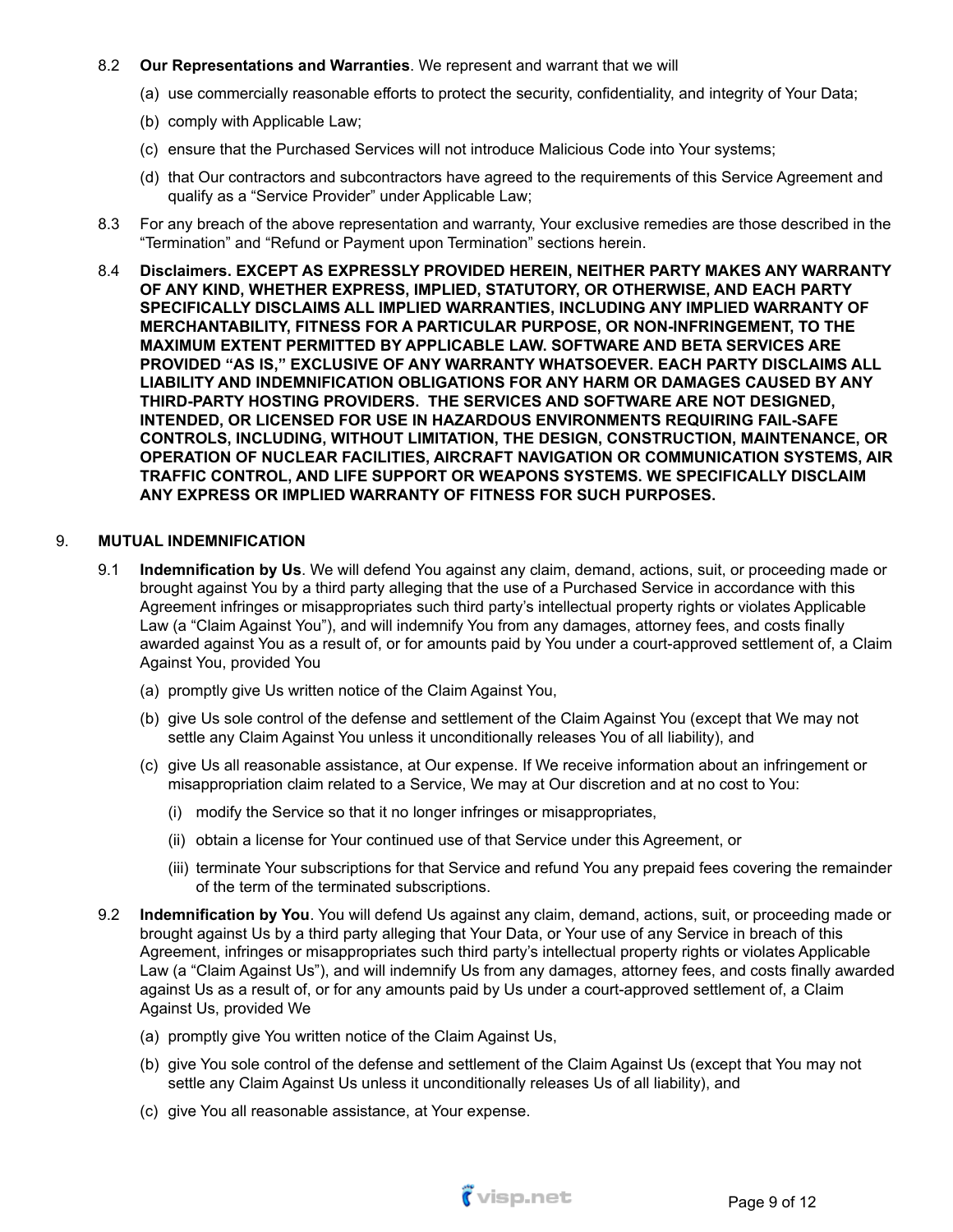8.2 **Our Representations and Warranties**. We represent and warrant that we will

(a) use commercially reasonable efforts to protect the security, confidentiality, and integrity of Your Data;

(b) comply with Applicable Law;

(c) ensure that the Purchased Services will not introduce Malicious Code into Your systems;

(d) that Our contractors and subcontractors have agreed to the requirements of this Service Agreement and qualify as a "Service Provider" under Applicable Law;

8.3 For any breach of the above representation and warranty, Your exclusive remedies are those described in the "Termination" and "Refund or Payment upon Termination" sections herein.

8.4 **Disclaimers. EXCEPT AS EXPRESSLY PROVIDED HEREIN, NEITHER PARTY MAKES ANY WARRANTY OF ANY KIND, WHETHER EXPRESS, IMPLIED, STATUTORY, OR OTHERWISE, AND EACH PARTY SPECIFICALLY DISCLAIMS ALL IMPLIED WARRANTIES, INCLUDING ANY IMPLIED WARRANTY OF MERCHANTABILITY, FITNESS FOR A PARTICULAR PURPOSE, OR NON-INFRINGEMENT, TO THE MAXIMUM EXTENT PERMITTED BY APPLICABLE LAW. SOFTWARE AND BETA SERVICES ARE PROVIDED "AS IS," EXCLUSIVE OF ANY WARRANTY WHATSOEVER. EACH PARTY DISCLAIMS ALL LIABILITY AND INDEMNIFICATION OBLIGATIONS FOR ANY HARM OR DAMAGES CAUSED BY ANY THIRD-PARTY HOSTING PROVIDERS. THE SERVICES AND SOFTWARE ARE NOT DESIGNED, INTENDED, OR LICENSED FOR USE IN HAZARDOUS ENVIRONMENTS REQUIRING FAIL-SAFE CONTROLS, INCLUDING, WITHOUT LIMITATION, THE DESIGN, CONSTRUCTION, MAINTENANCE, OR OPERATION OF NUCLEAR FACILITIES, AIRCRAFT NAVIGATION OR COMMUNICATION SYSTEMS, AIR TRAFFIC CONTROL, AND LIFE SUPPORT OR WEAPONS SYSTEMS. WE SPECIFICALLY DISCLAIM ANY EXPRESS OR IMPLIED WARRANTY OF FITNESS FOR SUCH PURPOSES.**

## 9. MUTUAL INDEMNIFICATION

9.1 **Indemnification by Us**. We will defend You against any claim, demand, actions, suit, or proceeding made or brought against You by a third party alleging that the use of a Purchased Service in accordance with this Agreement infringes or misappropriates such third party's intellectual property rights or violates Applicable Law (a "Claim Against You"), and will indemnify You from any damages, attorney fees, and costs finally awarded against You as a result of, or for amounts paid by You under a court-approved settlement of, a Claim Against You, provided You

(a) promptly give Us written notice of the Claim Against You,

(b) give Us sole control of the defense and settlement of the Claim Against You (except that We may not settle any Claim Against You unless it unconditionally releases You of all liability), and

(c) give Us all reasonable assistance, at Our expense. If We receive information about an infringement or misappropriation claim related to a Service, We may at Our discretion and at no cost to You:

(i) modify the Service so that it no longer infringes or misappropriates,

(ii) obtain a license for Your continued use of that Service under this Agreement, or

(iii) terminate Your subscriptions for that Service and refund You any prepaid fees covering the remainder of the term of the terminated subscriptions.

9.2 **Indemnification by You**. You will defend Us against any claim, demand, actions, suit, or proceeding made or brought against Us by a third party alleging that Your Data, or Your use of any Service in breach of this Agreement, infringes or misappropriates such third party's intellectual property rights or violates Applicable Law (a "Claim Against Us"), and will indemnify Us from any damages, attorney fees, and costs finally awarded against Us as a result of, or for any amounts paid by Us under a court-approved settlement of, a Claim Against Us, provided We

(a) promptly give You written notice of the Claim Against Us,

(b) give You sole control of the defense and settlement of the Claim Against Us (except that You may not settle any Claim Against Us unless it unconditionally releases Us of all liability), and

(c) give You all reasonable assistance, at Your expense.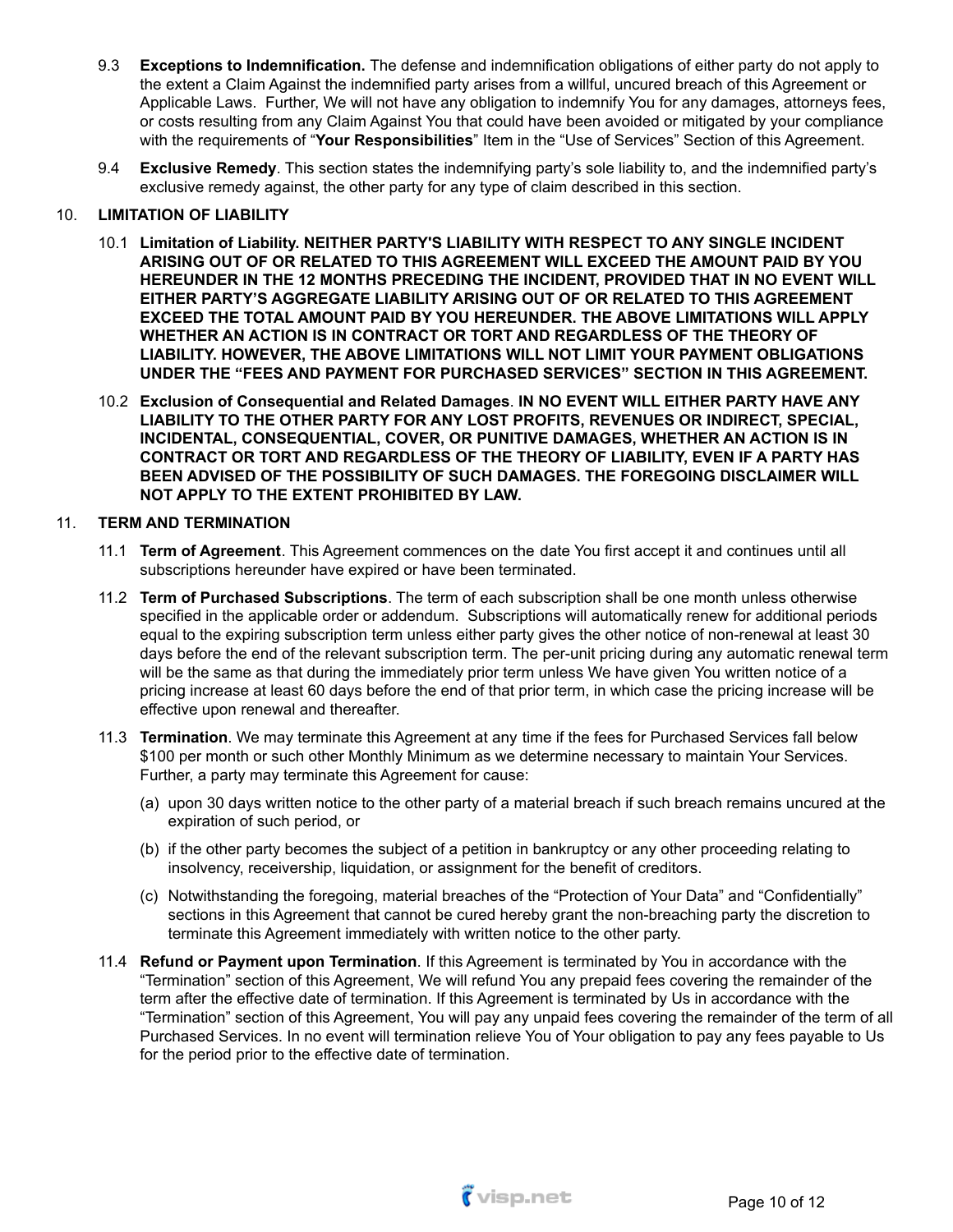9.3 **Exceptions to Indemnification.** The defense and indemnification obligations of either party do not apply to the extent a Claim Against the indemnified party arises from a willful, uncured breach of this Agreement or Applicable Laws. Further, We will not have any obligation to indemnify You for any damages, attorneys fees, or costs resulting from any Claim Against You that could have been avoided or mitigated by your compliance with the requirements of "**Your Responsibilities**" Item in the "Use of Services" Section of this Agreement.

9.4 **Exclusive Remedy**. This section states the indemnifying party's sole liability to, and the indemnified party's exclusive remedy against, the other party for any type of claim described in this section.

## 10. LIMITATION OF LIABILITY

10.1 **Limitation of Liability. NEITHER PARTY'S LIABILITY WITH RESPECT TO ANY SINGLE INCIDENT ARISING OUT OF OR RELATED TO THIS AGREEMENT WILL EXCEED THE AMOUNT PAID BY YOU HEREUNDER IN THE 12 MONTHS PRECEDING THE INCIDENT, PROVIDED THAT IN NO EVENT WILL EITHER PARTY'S AGGREGATE LIABILITY ARISING OUT OF OR RELATED TO THIS AGREEMENT EXCEED THE TOTAL AMOUNT PAID BY YOU HEREUNDER. THE ABOVE LIMITATIONS WILL APPLY WHETHER AN ACTION IS IN CONTRACT OR TORT AND REGARDLESS OF THE THEORY OF LIABILITY. HOWEVER, THE ABOVE LIMITATIONS WILL NOT LIMIT YOUR PAYMENT OBLIGATIONS UNDER THE "FEES AND PAYMENT FOR PURCHASED SERVICES" SECTION IN THIS AGREEMENT.**

10.2 **Exclusion of Consequential and Related Damages**. **IN NO EVENT WILL EITHER PARTY HAVE ANY LIABILITY TO THE OTHER PARTY FOR ANY LOST PROFITS, REVENUES OR INDIRECT, SPECIAL, INCIDENTAL, CONSEQUENTIAL, COVER, OR PUNITIVE DAMAGES, WHETHER AN ACTION IS IN CONTRACT OR TORT AND REGARDLESS OF THE THEORY OF LIABILITY, EVEN IF A PARTY HAS BEEN ADVISED OF THE POSSIBILITY OF SUCH DAMAGES. THE FOREGOING DISCLAIMER WILL NOT APPLY TO THE EXTENT PROHIBITED BY LAW.**

## 11. TERM AND TERMINATION

11.1 **Term of Agreement**. This Agreement commences on the date You first accept it and continues until all subscriptions hereunder have expired or have been terminated.

11.2 **Term of Purchased Subscriptions**. The term of each subscription shall be one month unless otherwise specified in the applicable order or addendum. Subscriptions will automatically renew for additional periods equal to the expiring subscription term unless either party gives the other notice of non-renewal at least 30 days before the end of the relevant subscription term. The per-unit pricing during any automatic renewal term will be the same as that during the immediately prior term unless We have given You written notice of a pricing increase at least 60 days before the end of that prior term, in which case the pricing increase will be effective upon renewal and thereafter.

11.3 **Termination**. We may terminate this Agreement at any time if the fees for Purchased Services fall below $100 per month or such other Monthly Minimum as we determine necessary to maintain Your Services. Further, a party may terminate this Agreement for cause:

(a) upon 30 days written notice to the other party of a material breach if such breach remains uncured at the expiration of such period, or

(b) if the other party becomes the subject of a petition in bankruptcy or any other proceeding relating to insolvency, receivership, liquidation, or assignment for the benefit of creditors.

(c) Notwithstanding the foregoing, material breaches of the "Protection of Your Data" and "Confidentially" sections in this Agreement that cannot be cured hereby grant the non-breaching party the discretion to terminate this Agreement immediately with written notice to the other party.

11.4 **Refund or Payment upon Termination**. If this Agreement is terminated by You in accordance with the "Termination" section of this Agreement, We will refund You any prepaid fees covering the remainder of the term after the effective date of termination. If this Agreement is terminated by Us in accordance with the "Termination" section of this Agreement, You will pay any unpaid fees covering the remainder of the term of all Purchased Services. In no event will termination relieve You of Your obligation to pay any fees payable to Us for the period prior to the effective date of termination.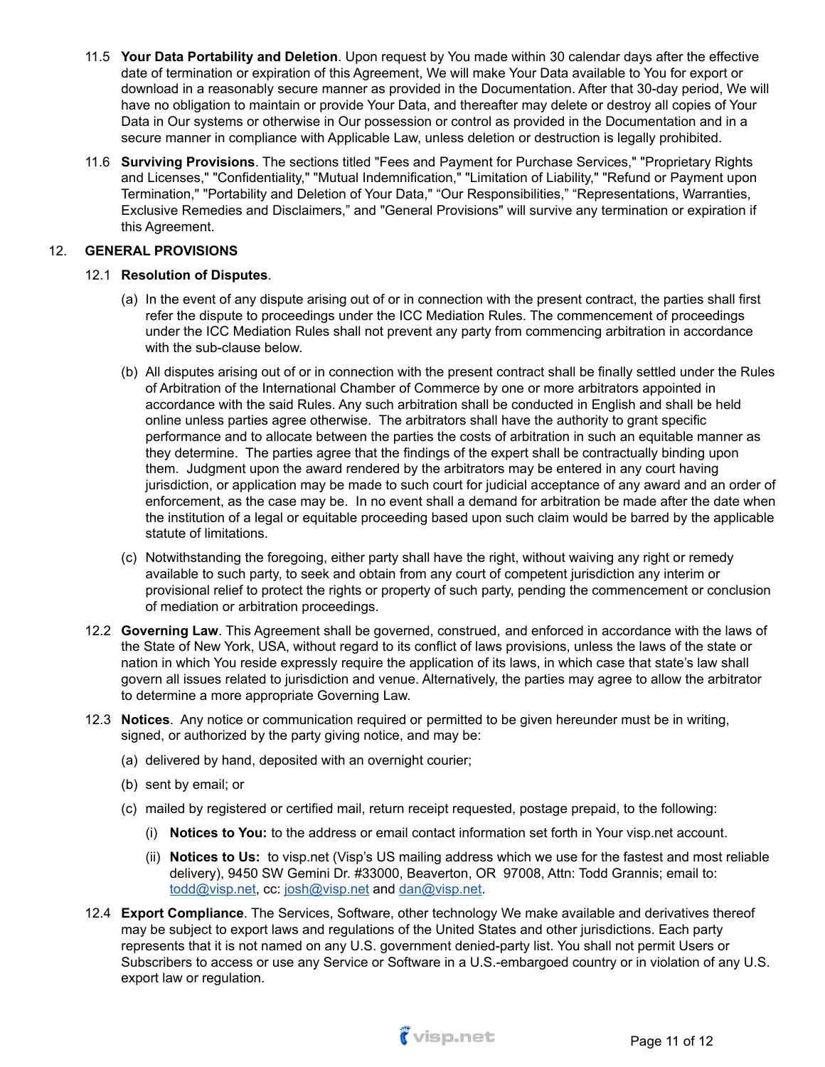11.5 **Your Data Portability and Deletion**. Upon request by You made within 30 calendar days after the effective date of termination or expiration of this Agreement, We will make Your Data available to You for export or download in a reasonably secure manner as provided in the Documentation. After that 30-day period, We will have no obligation to maintain or provide Your Data, and thereafter may delete or destroy all copies of Your Data in Our systems or otherwise in Our possession or control as provided in the Documentation and in a secure manner in compliance with Applicable Law, unless deletion or destruction is legally prohibited.

11.6 **Surviving Provisions**. The sections titled "Fees and Payment for Purchase Services," "Proprietary Rights and Licenses," "Confidentiality," "Mutual Indemnification," "Limitation of Liability," "Refund or Payment upon Termination," "Portability and Deletion of Your Data," "Our Responsibilities," "Representations, Warranties, Exclusive Remedies and Disclaimers," and "General Provisions" will survive any termination or expiration if this Agreement.

## 12. GENERAL PROVISIONS

12.1 **Resolution of Disputes**.

(a) In the event of any dispute arising out of or in connection with the present contract, the parties shall first refer the dispute to proceedings under the ICC Mediation Rules. The commencement of proceedings under the ICC Mediation Rules shall not prevent any party from commencing arbitration in accordance with the sub-clause below.

(b) All disputes arising out of or in connection with the present contract shall be finally settled under the Rules of Arbitration of the International Chamber of Commerce by one or more arbitrators appointed in accordance with the said Rules. Any such arbitration shall be conducted in English and shall be held online unless parties agree otherwise. The arbitrators shall have the authority to grant specific performance and to allocate between the parties the costs of arbitration in such an equitable manner as they determine. The parties agree that the findings of the expert shall be contractually binding upon them. Judgment upon the award rendered by the arbitrators may be entered in any court having jurisdiction, or application may be made to such court for judicial acceptance of any award and an order of enforcement, as the case may be. In no event shall a demand for arbitration be made after the date when the institution of a legal or equitable proceeding based upon such claim would be barred by the applicable statute of limitations.

(c) Notwithstanding the foregoing, either party shall have the right, without waiving any right or remedy available to such party, to seek and obtain from any court of competent jurisdiction any interim or provisional relief to protect the rights or property of such party, pending the commencement or conclusion of mediation or arbitration proceedings.

12.2 **Governing Law**. This Agreement shall be governed, construed, and enforced in accordance with the laws of the State of New York, USA, without regard to its conflict of laws provisions, unless the laws of the state or nation in which You reside expressly require the application of its laws, in which case that state's law shall govern all issues related to jurisdiction and venue. Alternatively, the parties may agree to allow the arbitrator to determine a more appropriate Governing Law.

12.3 **Notices**. Any notice or communication required or permitted to be given hereunder must be in writing, signed, or authorized by the party giving notice, and may be:

(a) delivered by hand, deposited with an overnight courier;

(b) sent by email; or

(c) mailed by registered or certified mail, return receipt requested, postage prepaid, to the following:

(i) **Notices to You:** to the address or email contact information set forth in Your visp.net account.

(ii) **Notices to Us:** to visp.net (Visp's US mailing address which we use for the fastest and most reliable delivery), 9450 SW Gemini Dr. #33000, Beaverton, OR 97008, Attn: Todd Grannis; email to: todd@visp.net, cc: josh@visp.net and dan@visp.net.

12.4 **Export Compliance**. The Services, Software, other technology We make available and derivatives thereof may be subject to export laws and regulations of the United States and other jurisdictions. Each party represents that it is not named on any U.S. government denied-party list. You shall not permit Users or Subscribers to access or use any Service or Software in a U.S.-embargoed country or in violation of any U.S. export law or regulation.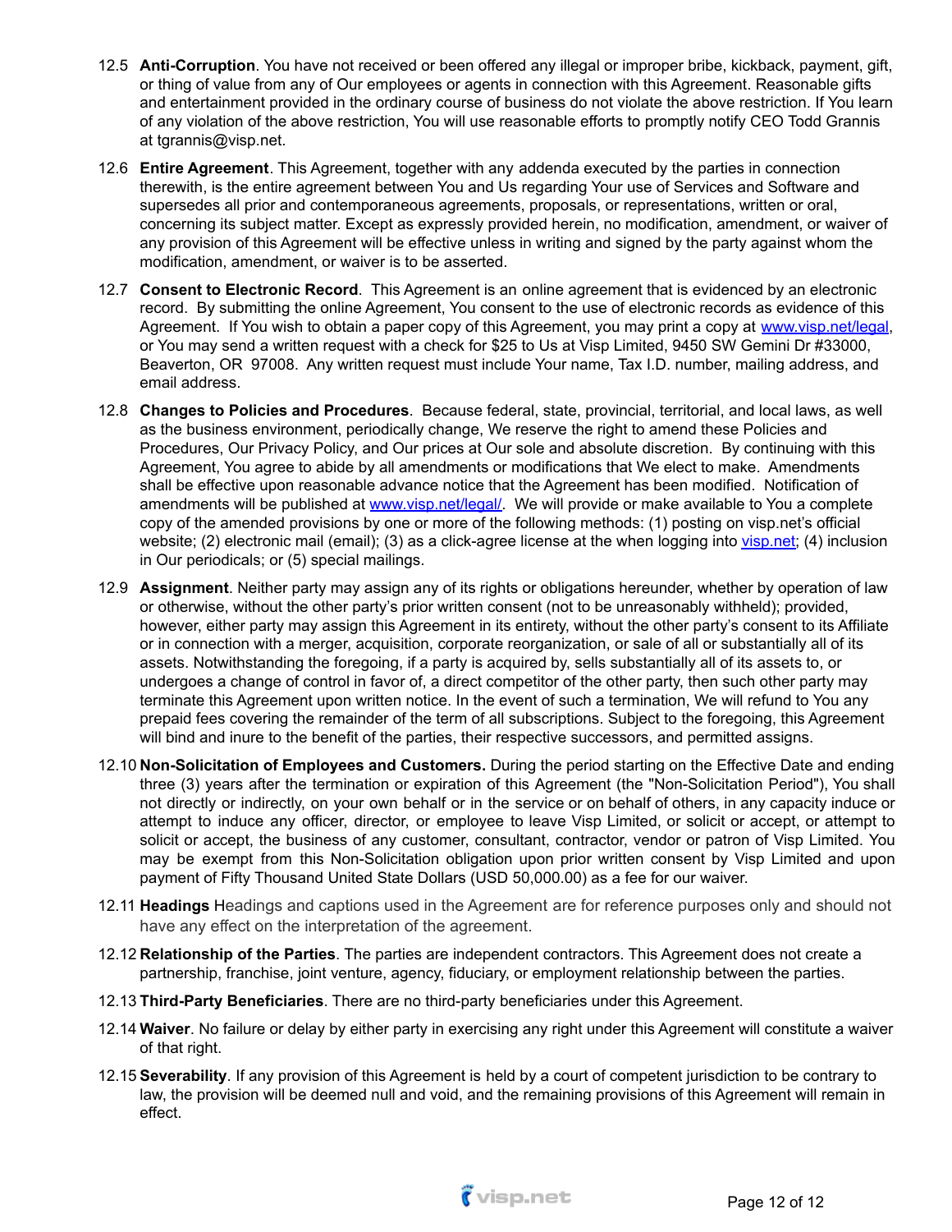12.5 **Anti-Corruption**. You have not received or been offered any illegal or improper bribe, kickback, payment, gift, or thing of value from any of Our employees or agents in connection with this Agreement. Reasonable gifts and entertainment provided in the ordinary course of business do not violate the above restriction. If You learn of any violation of the above restriction, You will use reasonable efforts to promptly notify CEO Todd Grannis at tgrannis@visp.net.

12.6 **Entire Agreement**. This Agreement, together with any addenda executed by the parties in connection therewith, is the entire agreement between You and Us regarding Your use of Services and Software and supersedes all prior and contemporaneous agreements, proposals, or representations, written or oral, concerning its subject matter. Except as expressly provided herein, no modification, amendment, or waiver of any provision of this Agreement will be effective unless in writing and signed by the party against whom the modification, amendment, or waiver is to be asserted.

12.7 **Consent to Electronic Record**. This Agreement is an online agreement that is evidenced by an electronic record. By submitting the online Agreement, You consent to the use of electronic records as evidence of this Agreement. If You wish to obtain a paper copy of this Agreement, you may print a copy at [www.visp.net/legal](www.visp.net/legal), or You may send a written request with a check for $25 to Us at Visp Limited, 9450 SW Gemini Dr #33000, Beaverton, OR 97008. Any written request must include Your name, Tax I.D. number, mailing address, and email address.

12.8 **Changes to Policies and Procedures**. Because federal, state, provincial, territorial, and local laws, as well as the business environment, periodically change, We reserve the right to amend these Policies and Procedures, Our Privacy Policy, and Our prices at Our sole and absolute discretion. By continuing with this Agreement, You agree to abide by all amendments or modifications that We elect to make. Amendments shall be effective upon reasonable advance notice that the Agreement has been modified. Notification of amendments will be published at [www.visp.net/legal/](www.visp.net/legal/). We will provide or make available to You a complete copy of the amended provisions by one or more of the following methods: (1) posting on visp.net's official website; (2) electronic mail (email); (3) as a click-agree license at the when logging into [visp.net](visp.net); (4) inclusion in Our periodicals; or (5) special mailings.

12.9 **Assignment**. Neither party may assign any of its rights or obligations hereunder, whether by operation of law or otherwise, without the other party's prior written consent (not to be unreasonably withheld); provided, however, either party may assign this Agreement in its entirety, without the other party's consent to its Affiliate or in connection with a merger, acquisition, corporate reorganization, or sale of all or substantially all of its assets. Notwithstanding the foregoing, if a party is acquired by, sells substantially all of its assets to, or undergoes a change of control in favor of, a direct competitor of the other party, then such other party may terminate this Agreement upon written notice. In the event of such a termination, We will refund to You any prepaid fees covering the remainder of the term of all subscriptions. Subject to the foregoing, this Agreement will bind and inure to the benefit of the parties, their respective successors, and permitted assigns.

12.10 **Non-Solicitation of Employees and Customers.** During the period starting on the Effective Date and ending three (3) years after the termination or expiration of this Agreement (the "Non-Solicitation Period"), You shall not directly or indirectly, on your own behalf or in the service or on behalf of others, in any capacity induce or attempt to induce any officer, director, or employee to leave Visp Limited, or solicit or accept, or attempt to solicit or accept, the business of any customer, consultant, contractor, vendor or patron of Visp Limited. You may be exempt from this Non-Solicitation obligation upon prior written consent by Visp Limited and upon payment of Fifty Thousand United State Dollars (USD 50,000.00) as a fee for our waiver.

12.11 **Headings** Headings and captions used in the Agreement are for reference purposes only and should not have any effect on the interpretation of the agreement.

12.12 **Relationship of the Parties**. The parties are independent contractors. This Agreement does not create a partnership, franchise, joint venture, agency, fiduciary, or employment relationship between the parties.

12.13 **Third-Party Beneficiaries**. There are no third-party beneficiaries under this Agreement.

12.14 **Waiver**. No failure or delay by either party in exercising any right under this Agreement will constitute a waiver of that right.

12.15 **Severability**. If any provision of this Agreement is held by a court of competent jurisdiction to be contrary to law, the provision will be deemed null and void, and the remaining provisions of this Agreement will remain in effect.